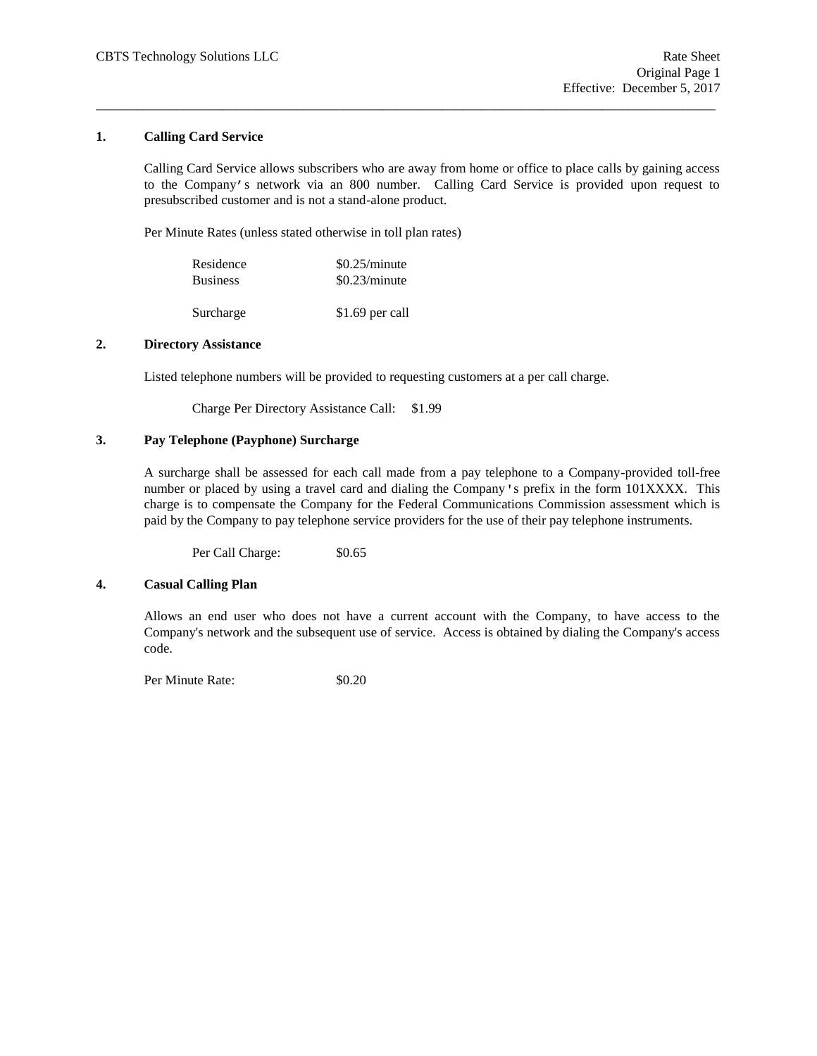CBTS Technology Solutions LLC

Rate Sheet
Original Page 1
Effective: December 5, 2017

## 1. Calling Card Service

Calling Card Service allows subscribers who are away from home or office to place calls by gaining access to the Company's network via an 800 number. Calling Card Service is provided upon request to presubscribed customer and is not a stand-alone product.

Per Minute Rates (unless stated otherwise in toll plan rates)

| | |
|---|---|
| Residence | $0.25/minute |
| Business | $0.23/minute |
| Surcharge | $1.69 per call |

## 2. Directory Assistance

Listed telephone numbers will be provided to requesting customers at a per call charge.

Charge Per Directory Assistance Call: $1.99

## 3. Pay Telephone (Payphone) Surcharge

A surcharge shall be assessed for each call made from a pay telephone to a Company-provided toll-free number or placed by using a travel card and dialing the Company's prefix in the form 101XXXX. This charge is to compensate the Company for the Federal Communications Commission assessment which is paid by the Company to pay telephone service providers for the use of their pay telephone instruments.

Per Call Charge: $0.65

## 4. Casual Calling Plan

Allows an end user who does not have a current account with the Company, to have access to the Company's network and the subsequent use of service. Access is obtained by dialing the Company's access code.

Per Minute Rate: $0.20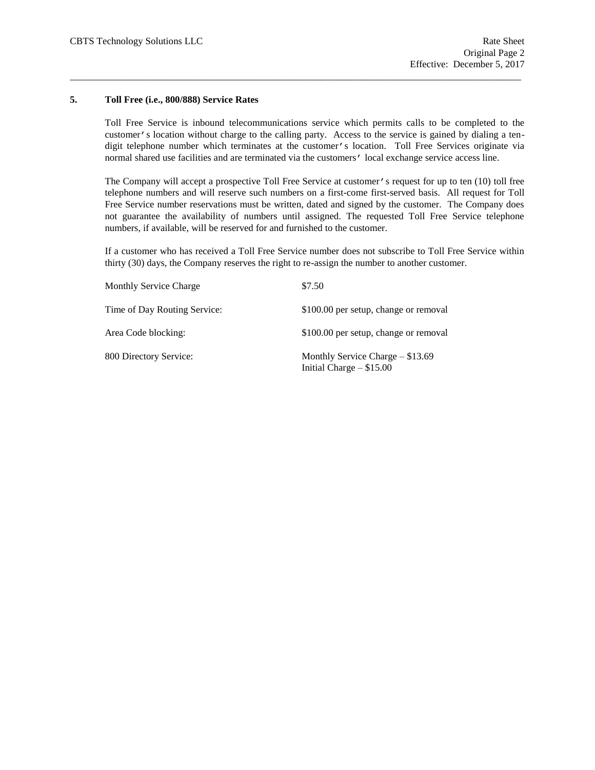## 5. Toll Free (i.e., 800/888) Service Rates

Toll Free Service is inbound telecommunications service which permits calls to be completed to the customer's location without charge to the calling party. Access to the service is gained by dialing a ten-digit telephone number which terminates at the customer's location. Toll Free Services originate via normal shared use facilities and are terminated via the customers' local exchange service access line.

The Company will accept a prospective Toll Free Service at customer's request for up to ten (10) toll free telephone numbers and will reserve such numbers on a first-come first-served basis. All request for Toll Free Service number reservations must be written, dated and signed by the customer. The Company does not guarantee the availability of numbers until assigned. The requested Toll Free Service telephone numbers, if available, will be reserved for and furnished to the customer.

If a customer who has received a Toll Free Service number does not subscribe to Toll Free Service within thirty (30) days, the Company reserves the right to re-assign the number to another customer.

| | |
|---|---|
| Monthly Service Charge | $7.50 |
| Time of Day Routing Service: | $100.00 per setup, change or removal |
| Area Code blocking: | $100.00 per setup, change or removal |
| 800 Directory Service: | Monthly Service Charge – $13.69<br>Initial Charge – $15.00 |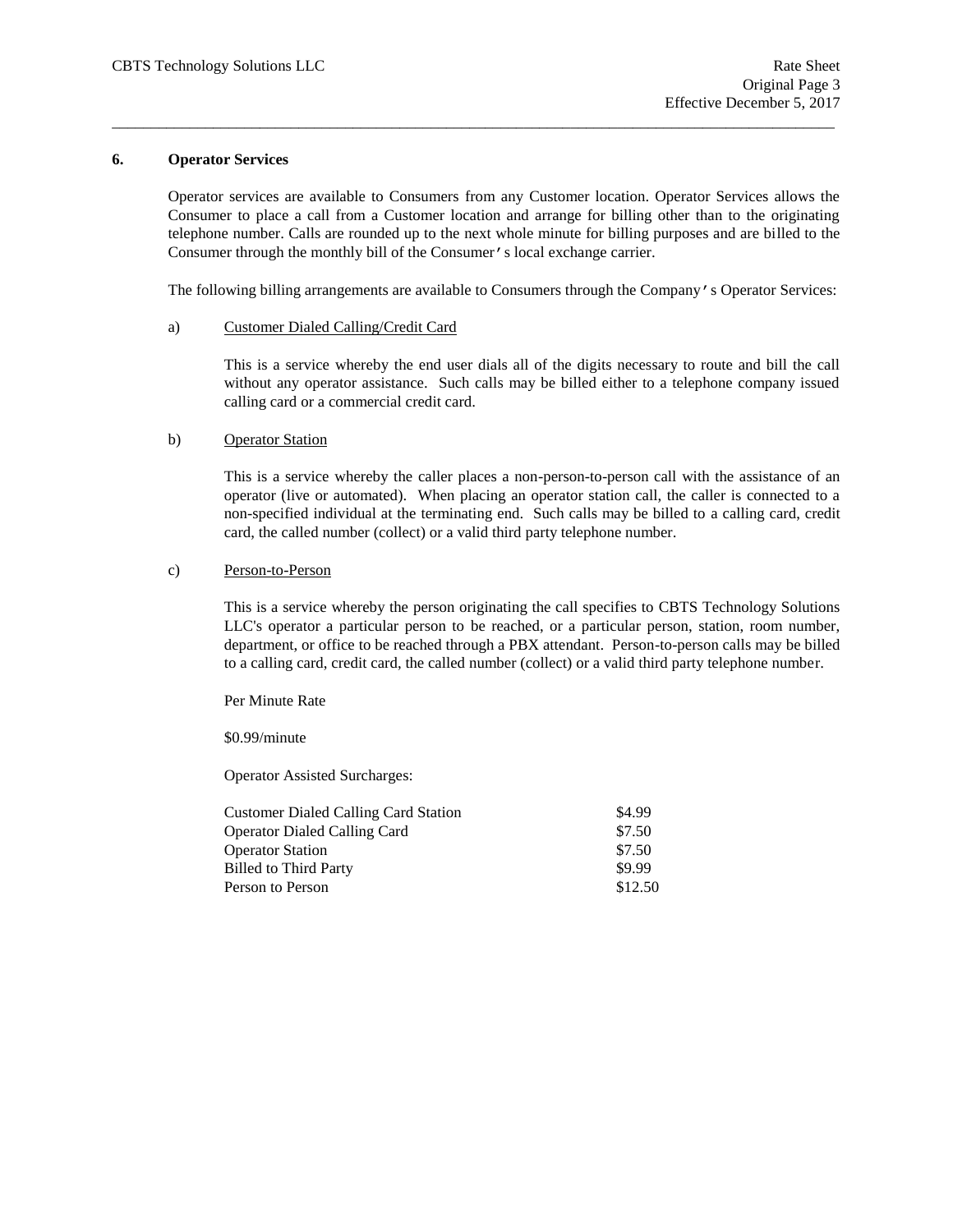## 6. Operator Services

Operator services are available to Consumers from any Customer location. Operator Services allows the Consumer to place a call from a Customer location and arrange for billing other than to the originating telephone number. Calls are rounded up to the next whole minute for billing purposes and are billed to the Consumer through the monthly bill of the Consumer's local exchange carrier.

The following billing arrangements are available to Consumers through the Company's Operator Services:

a) Customer Dialed Calling/Credit Card

This is a service whereby the end user dials all of the digits necessary to route and bill the call without any operator assistance. Such calls may be billed either to a telephone company issued calling card or a commercial credit card.

b) Operator Station

This is a service whereby the caller places a non-person-to-person call with the assistance of an operator (live or automated). When placing an operator station call, the caller is connected to a non-specified individual at the terminating end. Such calls may be billed to a calling card, credit card, the called number (collect) or a valid third party telephone number.

c) Person-to-Person

This is a service whereby the person originating the call specifies to CBTS Technology Solutions LLC's operator a particular person to be reached, or a particular person, station, room number, department, or office to be reached through a PBX attendant. Person-to-person calls may be billed to a calling card, credit card, the called number (collect) or a valid third party telephone number.

Per Minute Rate

$0.99/minute

Operator Assisted Surcharges:

| | |
|---|---|
| Customer Dialed Calling Card Station | $4.99 |
| Operator Dialed Calling Card | $7.50 |
| Operator Station | $7.50 |
| Billed to Third Party | $9.99 |
| Person to Person | $12.50 |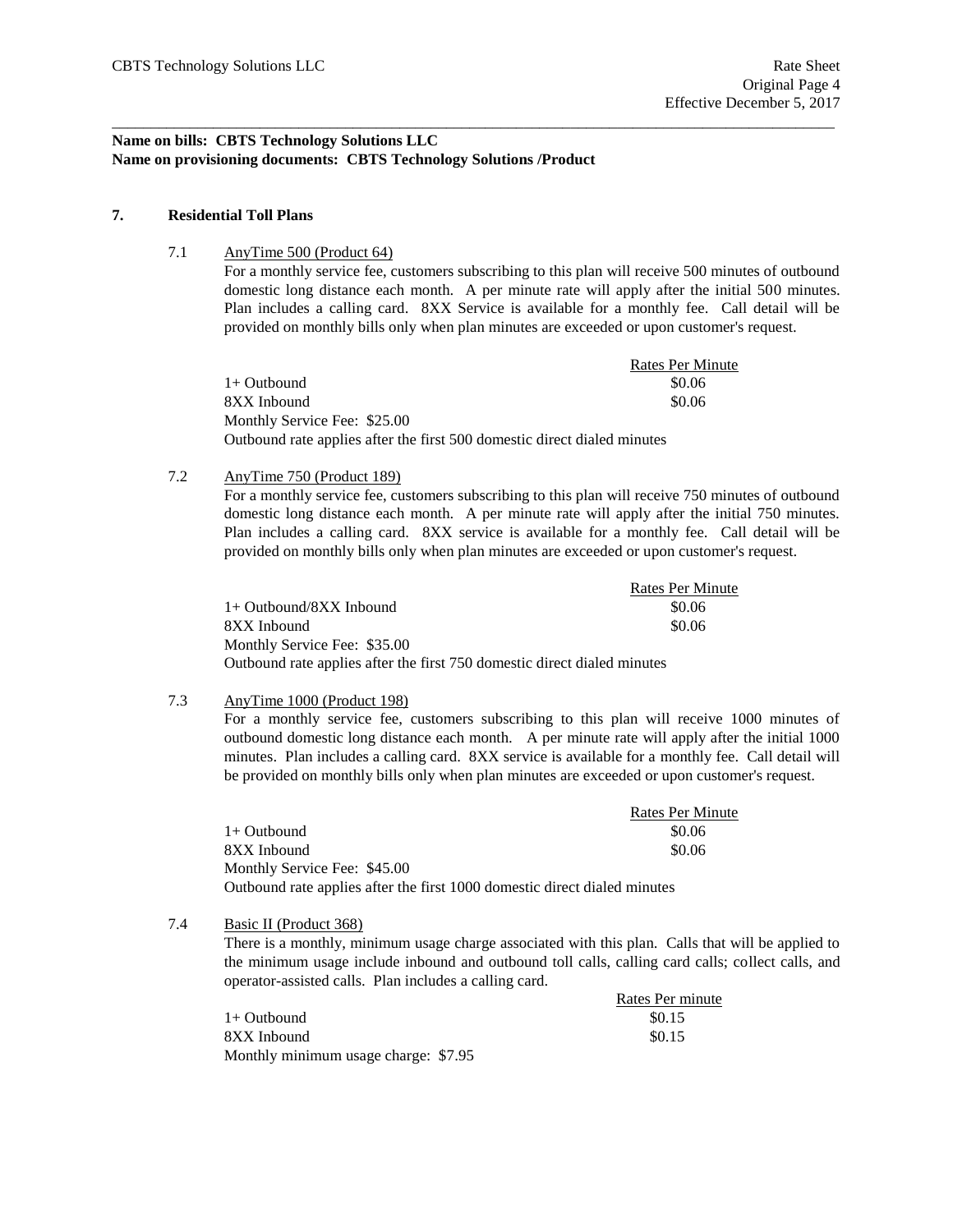**Name on bills: CBTS Technology Solutions LLC**
**Name on provisioning documents: CBTS Technology Solutions /Product**

## 7. Residential Toll Plans

7.1 AnyTime 500 (Product 64)

For a monthly service fee, customers subscribing to this plan will receive 500 minutes of outbound domestic long distance each month. A per minute rate will apply after the initial 500 minutes. Plan includes a calling card. 8XX Service is available for a monthly fee. Call detail will be provided on monthly bills only when plan minutes are exceeded or upon customer's request.

| | Rates Per Minute |
|---|---|
| 1+ Outbound | $0.06 |
| 8XX Inbound | $0.06 |

Monthly Service Fee: $25.00
Outbound rate applies after the first 500 domestic direct dialed minutes

7.2 AnyTime 750 (Product 189)

For a monthly service fee, customers subscribing to this plan will receive 750 minutes of outbound domestic long distance each month. A per minute rate will apply after the initial 750 minutes. Plan includes a calling card. 8XX service is available for a monthly fee. Call detail will be provided on monthly bills only when plan minutes are exceeded or upon customer's request.

| | Rates Per Minute |
|---|---|
| 1+ Outbound/8XX Inbound | $0.06 |
| 8XX Inbound | $0.06 |

Monthly Service Fee: $35.00
Outbound rate applies after the first 750 domestic direct dialed minutes

7.3 AnyTime 1000 (Product 198)

For a monthly service fee, customers subscribing to this plan will receive 1000 minutes of outbound domestic long distance each month. A per minute rate will apply after the initial 1000 minutes. Plan includes a calling card. 8XX service is available for a monthly fee. Call detail will be provided on monthly bills only when plan minutes are exceeded or upon customer's request.

| | Rates Per Minute |
|---|---|
| 1+ Outbound | $0.06 |
| 8XX Inbound | $0.06 |

Monthly Service Fee: $45.00
Outbound rate applies after the first 1000 domestic direct dialed minutes

7.4 Basic II (Product 368)

There is a monthly, minimum usage charge associated with this plan. Calls that will be applied to the minimum usage include inbound and outbound toll calls, calling card calls; collect calls, and operator-assisted calls. Plan includes a calling card.

| | Rates Per minute |
|---|---|
| 1+ Outbound | $0.15 |
| 8XX Inbound | $0.15 |

Monthly minimum usage charge: $7.95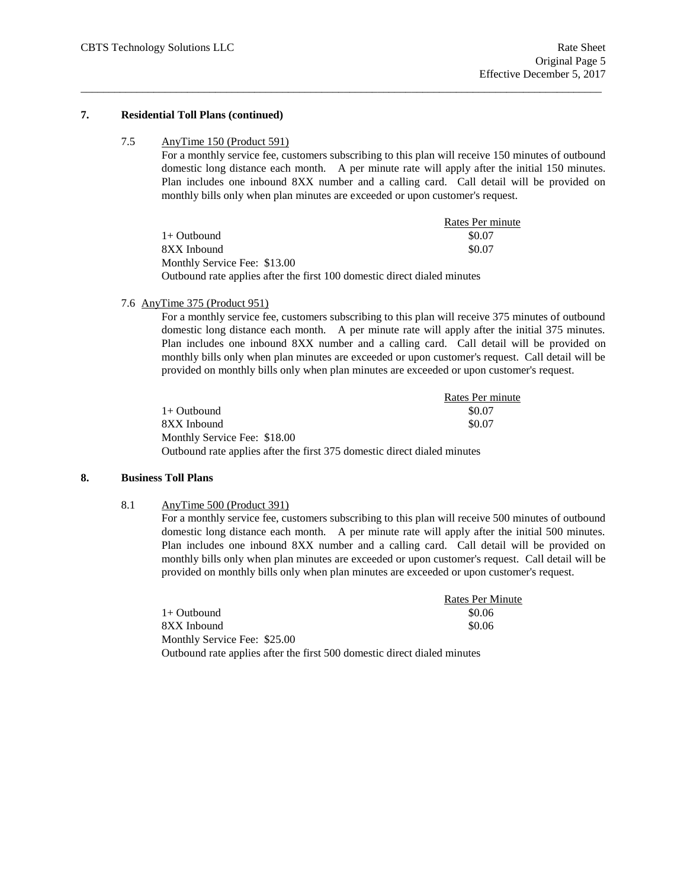## 7. Residential Toll Plans (continued)

### 7.5 AnyTime 150 (Product 591)

For a monthly service fee, customers subscribing to this plan will receive 150 minutes of outbound domestic long distance each month. A per minute rate will apply after the initial 150 minutes. Plan includes one inbound 8XX number and a calling card. Call detail will be provided on monthly bills only when plan minutes are exceeded or upon customer's request.

| | Rates Per minute |
|---|---|
| 1+ Outbound | $0.07 |
| 8XX Inbound | $0.07 |

Monthly Service Fee: $13.00

Outbound rate applies after the first 100 domestic direct dialed minutes

### 7.6 AnyTime 375 (Product 951)

For a monthly service fee, customers subscribing to this plan will receive 375 minutes of outbound domestic long distance each month. A per minute rate will apply after the initial 375 minutes. Plan includes one inbound 8XX number and a calling card. Call detail will be provided on monthly bills only when plan minutes are exceeded or upon customer's request. Call detail will be provided on monthly bills only when plan minutes are exceeded or upon customer's request.

| | Rates Per minute |
|---|---|
| 1+ Outbound | $0.07 |
| 8XX Inbound | $0.07 |

Monthly Service Fee: $18.00

Outbound rate applies after the first 375 domestic direct dialed minutes

## 8. Business Toll Plans

### 8.1 AnyTime 500 (Product 391)

For a monthly service fee, customers subscribing to this plan will receive 500 minutes of outbound domestic long distance each month. A per minute rate will apply after the initial 500 minutes. Plan includes one inbound 8XX number and a calling card. Call detail will be provided on monthly bills only when plan minutes are exceeded or upon customer's request. Call detail will be provided on monthly bills only when plan minutes are exceeded or upon customer's request.

| | Rates Per Minute |
|---|---|
| 1+ Outbound | $0.06 |
| 8XX Inbound | $0.06 |

Monthly Service Fee: $25.00

Outbound rate applies after the first 500 domestic direct dialed minutes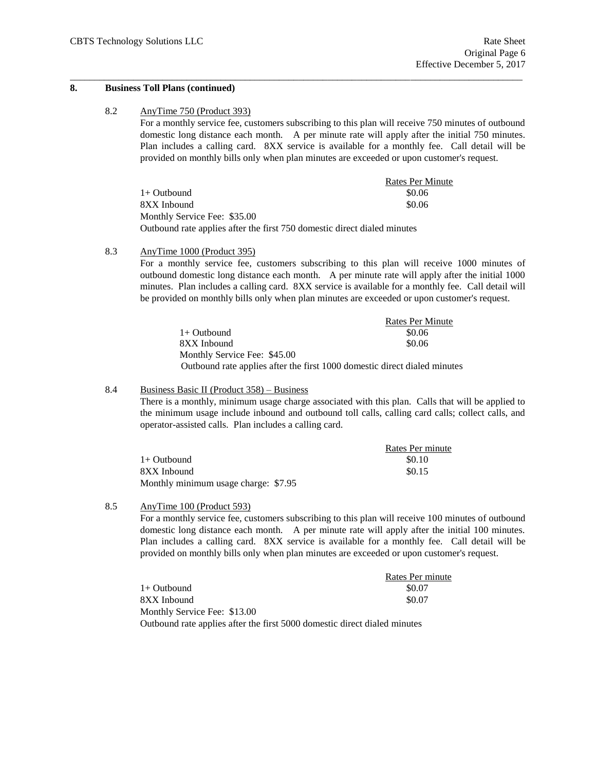## 8. Business Toll Plans (continued)

### 8.2 AnyTime 750 (Product 393)

For a monthly service fee, customers subscribing to this plan will receive 750 minutes of outbound domestic long distance each month. A per minute rate will apply after the initial 750 minutes. Plan includes a calling card. 8XX service is available for a monthly fee. Call detail will be provided on monthly bills only when plan minutes are exceeded or upon customer's request.

| | Rates Per Minute |
|---|---|
| 1+ Outbound | $0.06 |
| 8XX Inbound | $0.06 |

Monthly Service Fee: $35.00

Outbound rate applies after the first 750 domestic direct dialed minutes

### 8.3 AnyTime 1000 (Product 395)

For a monthly service fee, customers subscribing to this plan will receive 1000 minutes of outbound domestic long distance each month. A per minute rate will apply after the initial 1000 minutes. Plan includes a calling card. 8XX service is available for a monthly fee. Call detail will be provided on monthly bills only when plan minutes are exceeded or upon customer's request.

| | Rates Per Minute |
|---|---|
| 1+ Outbound | $0.06 |
| 8XX Inbound | $0.06 |

Monthly Service Fee: $45.00

Outbound rate applies after the first 1000 domestic direct dialed minutes

### 8.4 Business Basic II (Product 358) – Business

There is a monthly, minimum usage charge associated with this plan. Calls that will be applied to the minimum usage include inbound and outbound toll calls, calling card calls; collect calls, and operator-assisted calls. Plan includes a calling card.

| | Rates Per minute |
|---|---|
| 1+ Outbound | $0.10 |
| 8XX Inbound | $0.15 |

Monthly minimum usage charge: $7.95

### 8.5 AnyTime 100 (Product 593)

For a monthly service fee, customers subscribing to this plan will receive 100 minutes of outbound domestic long distance each month. A per minute rate will apply after the initial 100 minutes. Plan includes a calling card. 8XX service is available for a monthly fee. Call detail will be provided on monthly bills only when plan minutes are exceeded or upon customer's request.

| | Rates Per minute |
|---|---|
| 1+ Outbound | $0.07 |
| 8XX Inbound | $0.07 |

Monthly Service Fee: $13.00

Outbound rate applies after the first 5000 domestic direct dialed minutes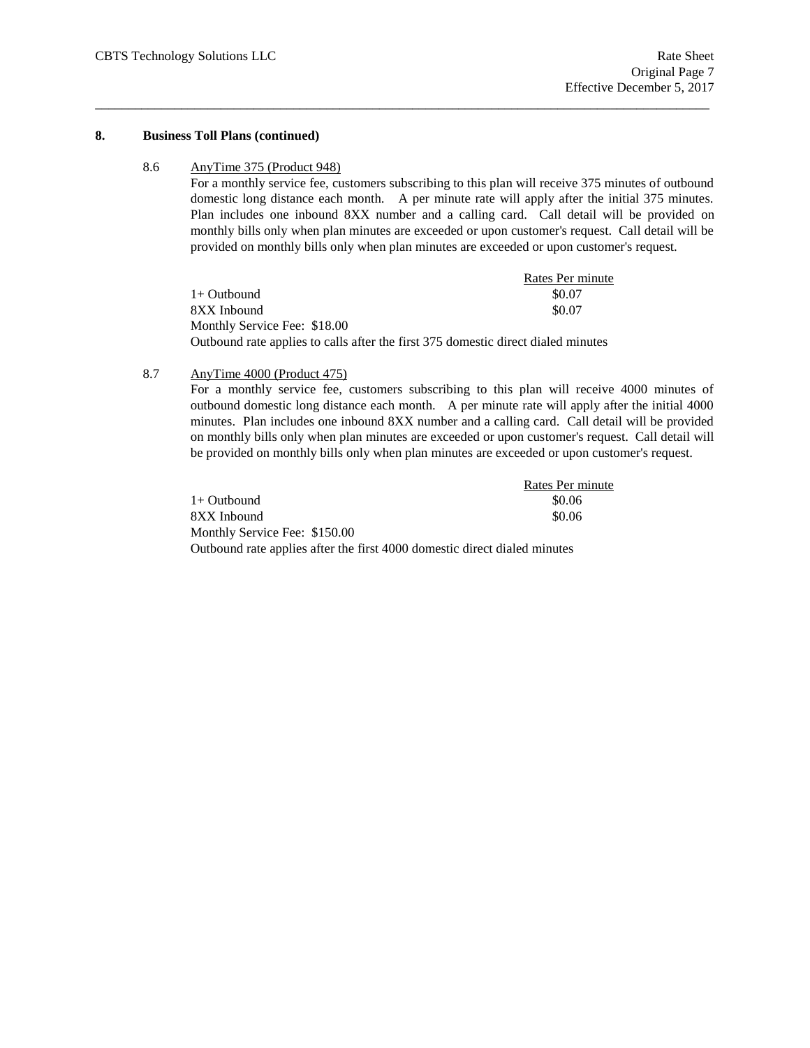## 8. Business Toll Plans (continued)

8.6 AnyTime 375 (Product 948)

For a monthly service fee, customers subscribing to this plan will receive 375 minutes of outbound domestic long distance each month. A per minute rate will apply after the initial 375 minutes. Plan includes one inbound 8XX number and a calling card. Call detail will be provided on monthly bills only when plan minutes are exceeded or upon customer's request. Call detail will be provided on monthly bills only when plan minutes are exceeded or upon customer's request.

| | Rates Per minute |
|---|---|
| 1+ Outbound | $0.07 |
| 8XX Inbound | $0.07 |

Monthly Service Fee: $18.00

Outbound rate applies to calls after the first 375 domestic direct dialed minutes

8.7 AnyTime 4000 (Product 475)

For a monthly service fee, customers subscribing to this plan will receive 4000 minutes of outbound domestic long distance each month. A per minute rate will apply after the initial 4000 minutes. Plan includes one inbound 8XX number and a calling card. Call detail will be provided on monthly bills only when plan minutes are exceeded or upon customer's request. Call detail will be provided on monthly bills only when plan minutes are exceeded or upon customer's request.

| | Rates Per minute |
|---|---|
| 1+ Outbound | $0.06 |
| 8XX Inbound | $0.06 |

Monthly Service Fee: $150.00

Outbound rate applies after the first 4000 domestic direct dialed minutes